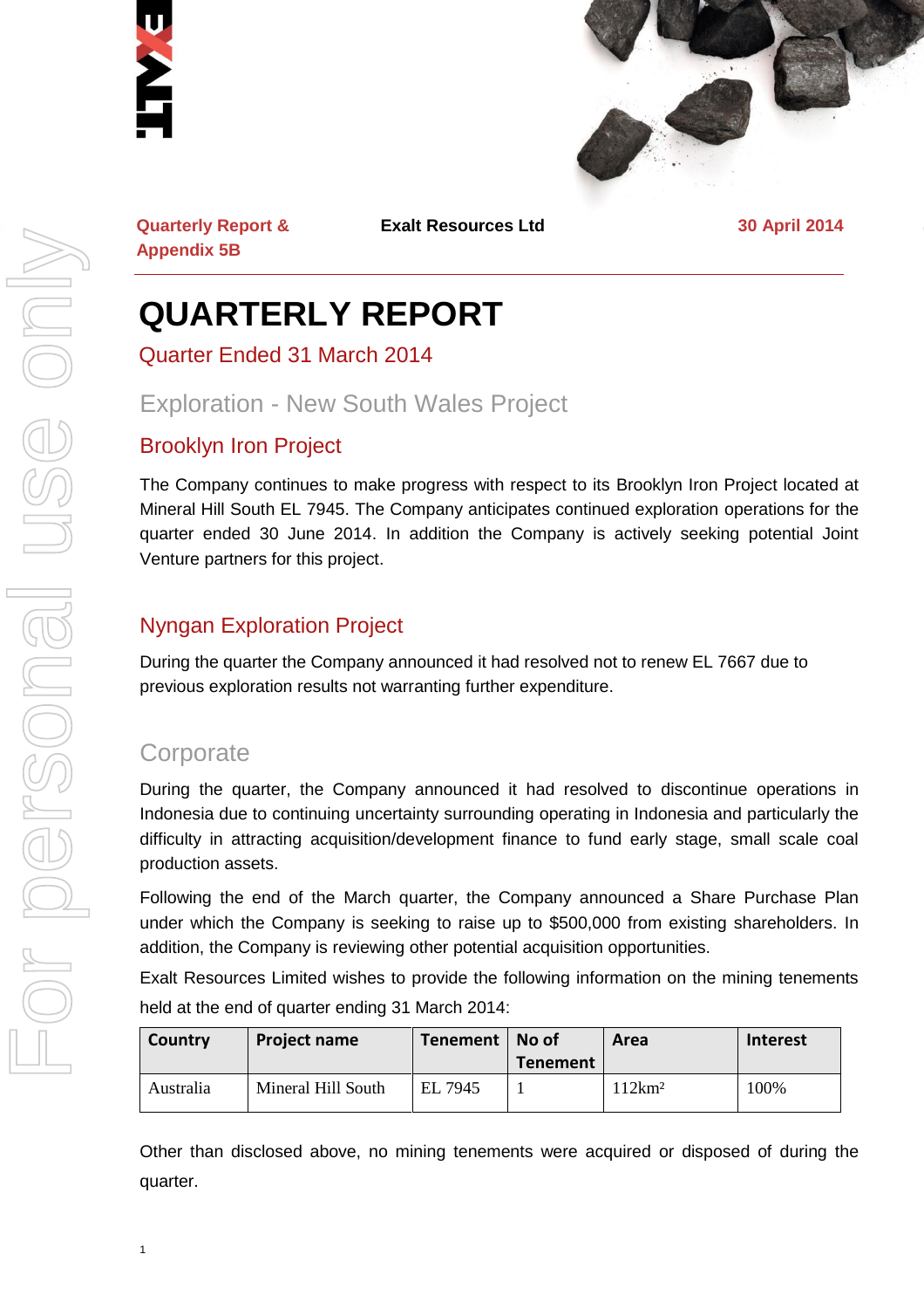Quarterly Report & Appendix 5B

Exalt Resources Ltd

30 April 2014

# QUARTERLY REPORT

## Quarter Ended 31 March 2014

## Exploration - New South Wales Project

### Brooklyn Iron Project

The Company continues to make progress with respect to its Brooklyn Iron Project located at Mineral Hill South EL 7945. The Company anticipates continued exploration operations for the quarter ended 30 June 2014. In addition the Company is actively seeking potential Joint Venture partners for this project.

### Nyngan Exploration Project

During the quarter the Company announced it had resolved not to renew EL 7667 due to previous exploration results not warranting further expenditure.

## Corporate

During the quarter, the Company announced it had resolved to discontinue operations in Indonesia due to continuing uncertainty surrounding operating in Indonesia and particularly the difficulty in attracting acquisition/development finance to fund early stage, small scale coal production assets.

Following the end of the March quarter, the Company announced a Share Purchase Plan under which the Company is seeking to raise up to $500,000 from existing shareholders. In addition, the Company is reviewing other potential acquisition opportunities.

Exalt Resources Limited wishes to provide the following information on the mining tenements held at the end of quarter ending 31 March 2014:

| Country | Project name | Tenement | No of Tenement | Area | Interest |
|---|---|---|---|---|---|
| Australia | Mineral Hill South | EL 7945 | 1 | 112km² | 100% |

Other than disclosed above, no mining tenements were acquired or disposed of during the quarter.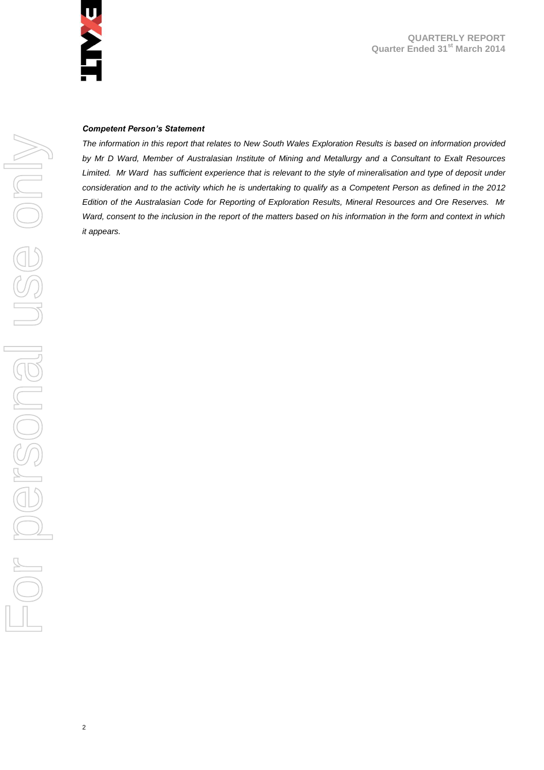***Competent Person's Statement***

*The information in this report that relates to New South Wales Exploration Results is based on information provided by Mr D Ward, Member of Australasian Institute of Mining and Metallurgy and a Consultant to Exalt Resources Limited. Mr Ward has sufficient experience that is relevant to the style of mineralisation and type of deposit under consideration and to the activity which he is undertaking to qualify as a Competent Person as defined in the 2012 Edition of the Australasian Code for Reporting of Exploration Results, Mineral Resources and Ore Reserves. Mr Ward, consent to the inclusion in the report of the matters based on his information in the form and context in which it appears.*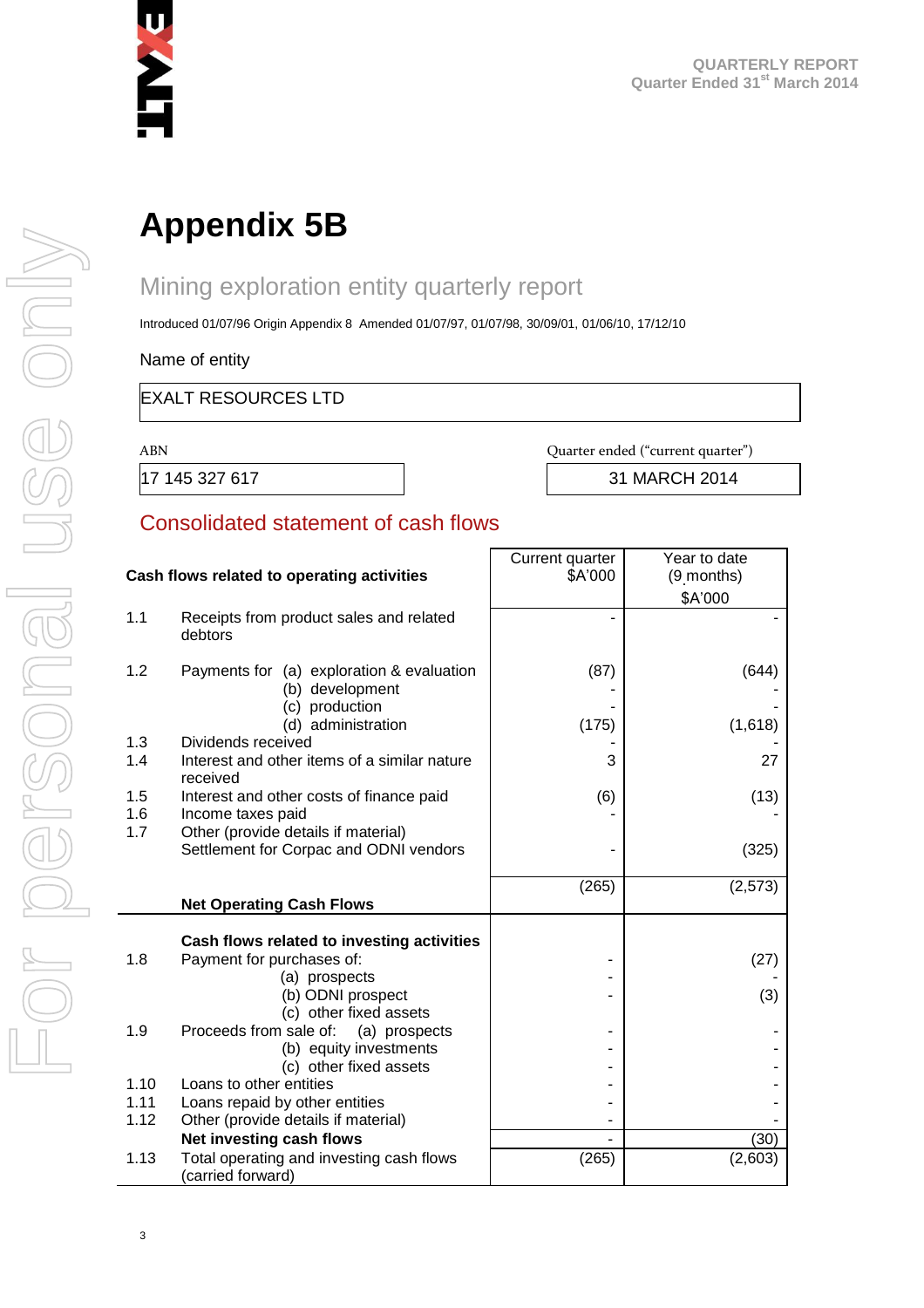# Appendix 5B

## Mining exploration entity quarterly report

Introduced 01/07/96 Origin Appendix 8 Amended 01/07/97, 01/07/98, 30/09/01, 01/06/10, 17/12/10

Name of entity

| EXALT RESOURCES LTD |
|---|

| ABN | Quarter ended ("current quarter") |
|---|---|
| 17 145 327 617 | 31 MARCH 2014 |

## Consolidated statement of cash flows

| | Cash flows related to operating activities | Current quarter $A'000 | Year to date (9 months) $A'000 |
|---|---|---|---|
| 1.1 | Receipts from product sales and related debtors | - | - |
| 1.2 | Payments for (a) exploration & evaluation | (87) | (644) |
| | (b) development | - | - |
| | (c) production | - | - |
| | (d) administration | (175) | (1,618) |
| 1.3 | Dividends received | - | - |
| 1.4 | Interest and other items of a similar nature received | 3 | 27 |
| 1.5 | Interest and other costs of finance paid | (6) | (13) |
| 1.6 | Income taxes paid | - | - |
| 1.7 | Other (provide details if material) Settlement for Corpac and ODNI vendors | - | (325) |
| | **Net Operating Cash Flows** | (265) | (2,573) |
| | **Cash flows related to investing activities** | | |
| 1.8 | Payment for purchases of: | - | (27) |
| | (a) prospects | - | - |
| | (b) ODNI prospect | - | (3) |
| | (c) other fixed assets | | |
| 1.9 | Proceeds from sale of: (a) prospects | - | - |
| | (b) equity investments | - | - |
| | (c) other fixed assets | - | - |
| 1.10 | Loans to other entities | - | - |
| 1.11 | Loans repaid by other entities | - | - |
| 1.12 | Other (provide details if material) | - | - |
| | **Net investing cash flows** | - | (30) |
| 1.13 | Total operating and investing cash flows (carried forward) | (265) | (2,603) |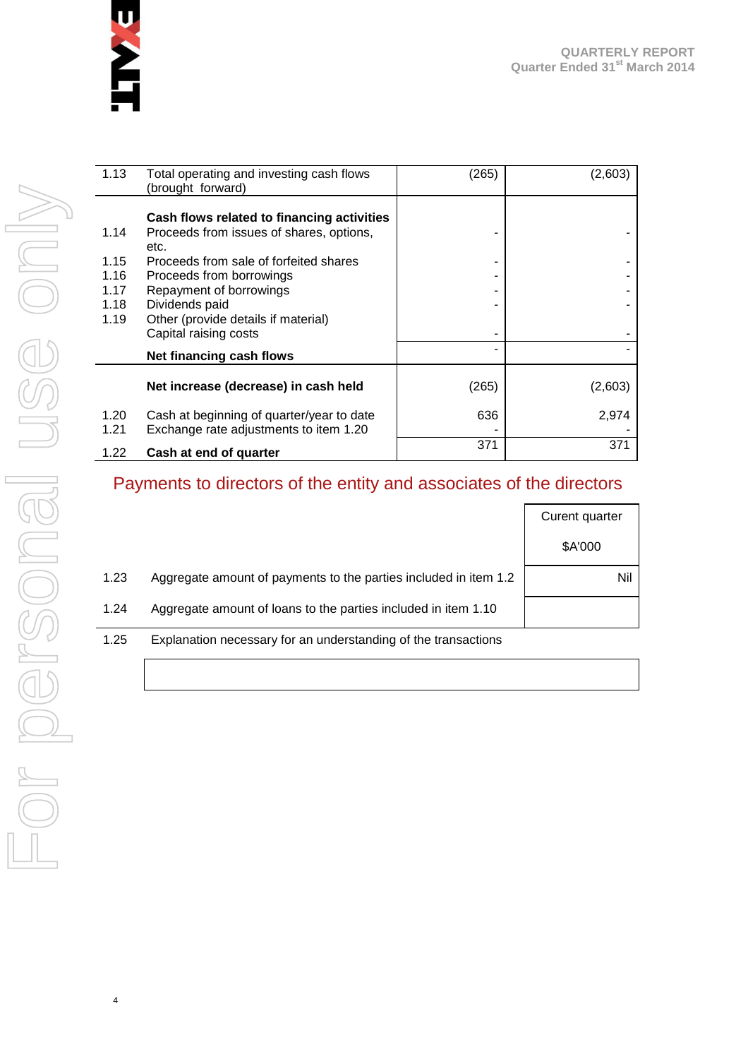| | | | |
|---|---|---|---|
| 1.13 | Total operating and investing cash flows (brought forward) | (265) | (2,603) |
| | **Cash flows related to financing activities** | | |
| 1.14 | Proceeds from issues of shares, options, etc. | - | - |
| 1.15 | Proceeds from sale of forfeited shares | - | - |
| 1.16 | Proceeds from borrowings | - | - |
| 1.17 | Repayment of borrowings | - | - |
| 1.18 | Dividends paid | - | - |
| 1.19 | Other (provide details if material) Capital raising costs | - | - |
| | **Net financing cash flows** | - | - |
| | **Net increase (decrease) in cash held** | (265) | (2,603) |
| 1.20 | Cash at beginning of quarter/year to date | 636 | 2,974 |
| 1.21 | Exchange rate adjustments to item 1.20 | - | - |
| 1.22 | **Cash at end of quarter** | 371 | 371 |

## Payments to directors of the entity and associates of the directors

| | | Curent quarter $A'000 |
|---|---|---|
| 1.23 | Aggregate amount of payments to the parties included in item 1.2 | Nil |
| 1.24 | Aggregate amount of loans to the parties included in item 1.10 | |

1.25 Explanation necessary for an understanding of the transactions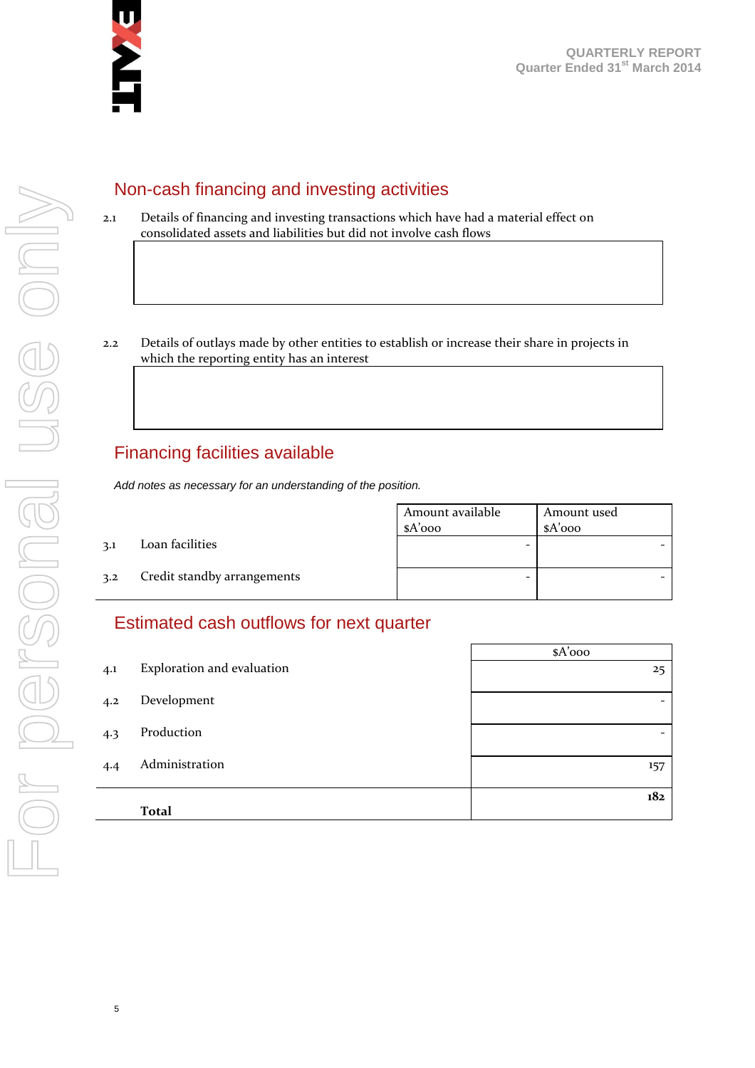## Non-cash financing and investing activities

2.1 Details of financing and investing transactions which have had a material effect on consolidated assets and liabilities but did not involve cash flows

| |
|---|
| |

2.2 Details of outlays made by other entities to establish or increase their share in projects in which the reporting entity has an interest

| |
|---|
| |

## Financing facilities available

*Add notes as necessary for an understanding of the position.*

| | | Amount available $A'000 | Amount used $A'000 |
|---|---|---|---|
| 3.1 | Loan facilities | - | - |
| 3.2 | Credit standby arrangements | - | - |

## Estimated cash outflows for next quarter

| | | $A'000 |
|---|---|---|
| 4.1 | Exploration and evaluation | 25 |
| 4.2 | Development | - |
| 4.3 | Production | - |
| 4.4 | Administration | 157 |
| | **Total** | **182** |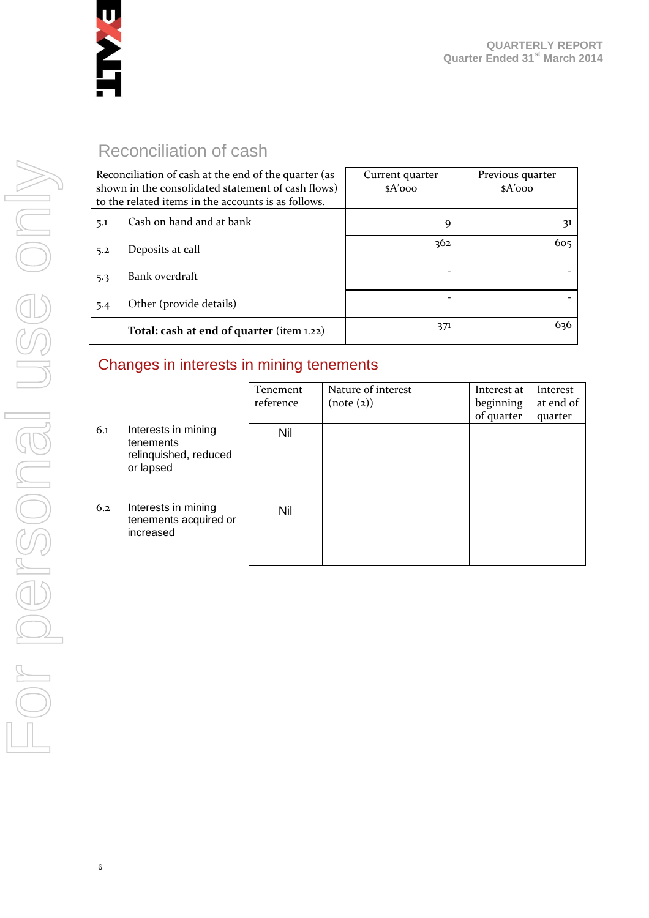## Reconciliation of cash

| Reconciliation of cash at the end of the quarter (as shown in the consolidated statement of cash flows) to the related items in the accounts is as follows. | | Current quarter $A'000 | Previous quarter $A'000 |
|---|---|---|---|
| 5.1 | Cash on hand and at bank | 9 | 31 |
| 5.2 | Deposits at call | 362 | 605 |
| 5.3 | Bank overdraft | - | - |
| 5.4 | Other (provide details) | - | - |
| | **Total: cash at end of quarter** (item 1.22) | 371 | 636 |

## Changes in interests in mining tenements

| | | Tenement reference | Nature of interest (note (2)) | Interest at beginning of quarter | Interest at end of quarter |
|---|---|---|---|---|---|
| 6.1 | Interests in mining tenements relinquished, reduced or lapsed | Nil | | | |
| 6.2 | Interests in mining tenements acquired or increased | Nil | | | |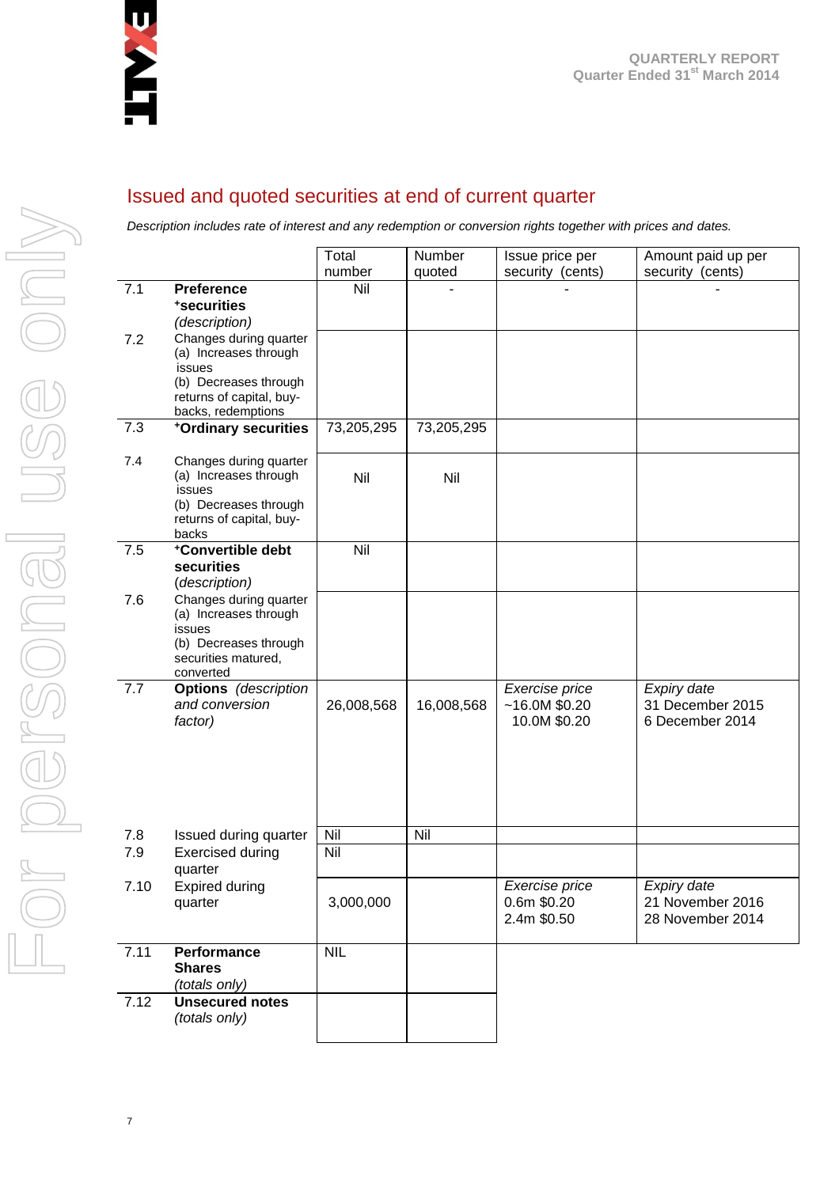## Issued and quoted securities at end of current quarter

*Description includes rate of interest and any redemption or conversion rights together with prices and dates.*

| | | Total number | Number quoted | Issue price per security (cents) | Amount paid up per security (cents) |
|---|---|---|---|---|---|
| 7.1 | **Preference +securities** *(description)* | Nil | - | - | - |
| 7.2 | Changes during quarter (a) Increases through issues (b) Decreases through returns of capital, buy-backs, redemptions | | | | |
| 7.3 | **+Ordinary securities** | 73,205,295 | 73,205,295 | | |
| 7.4 | Changes during quarter (a) Increases through issues (b) Decreases through returns of capital, buy-backs | Nil | Nil | | |
| 7.5 | **+Convertible debt securities** *(description)* | Nil | | | |
| 7.6 | Changes during quarter (a) Increases through issues (b) Decreases through securities matured, converted | | | | |
| 7.7 | **Options** *(description and conversion factor)* | 26,008,568 | 16,008,568 | *Exercise price* ~16.0M $0.20 10.0M $0.20 | *Expiry date* 31 December 2015 6 December 2014 |
| 7.8 | Issued during quarter | Nil | Nil | | |
| 7.9 | Exercised during quarter | Nil | | | |
| 7.10 | Expired during quarter | 3,000,000 | | *Exercise price* 0.6m $0.20 2.4m $0.50 | *Expiry date* 21 November 2016 28 November 2014 |
| 7.11 | **Performance Shares** *(totals only)* | NIL | | | |
| 7.12 | **Unsecured notes** *(totals only)* | | | | |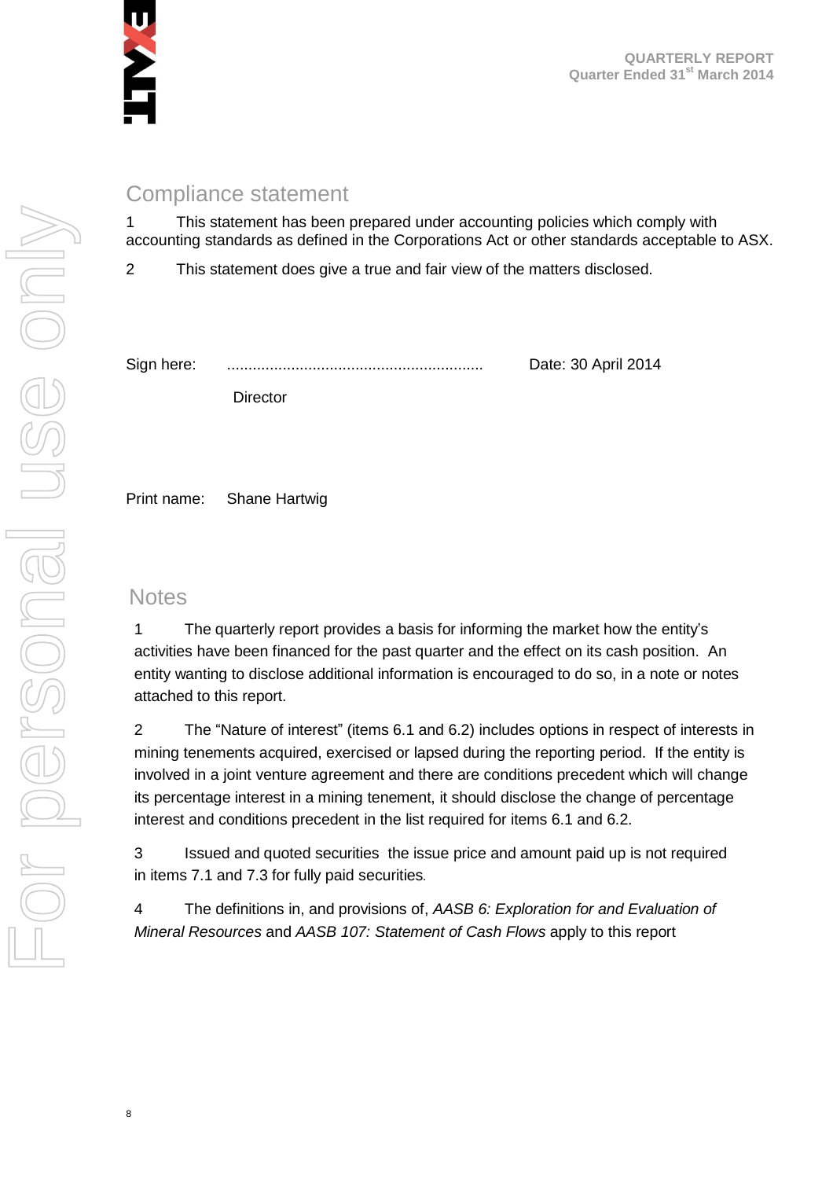## Compliance statement

1 This statement has been prepared under accounting policies which comply with accounting standards as defined in the Corporations Act or other standards acceptable to ASX.

2 This statement does give a true and fair view of the matters disclosed.

Sign here: ............................................................ Date: 30 April 2014

Director

Print name: Shane Hartwig

## Notes

1 The quarterly report provides a basis for informing the market how the entity's activities have been financed for the past quarter and the effect on its cash position. An entity wanting to disclose additional information is encouraged to do so, in a note or notes attached to this report.

2 The "Nature of interest" (items 6.1 and 6.2) includes options in respect of interests in mining tenements acquired, exercised or lapsed during the reporting period. If the entity is involved in a joint venture agreement and there are conditions precedent which will change its percentage interest in a mining tenement, it should disclose the change of percentage interest and conditions precedent in the list required for items 6.1 and 6.2.

3 Issued and quoted securities the issue price and amount paid up is not required in items 7.1 and 7.3 for fully paid securities.

4 The definitions in, and provisions of, *AASB 6: Exploration for and Evaluation of Mineral Resources* and *AASB 107: Statement of Cash Flows* apply to this report